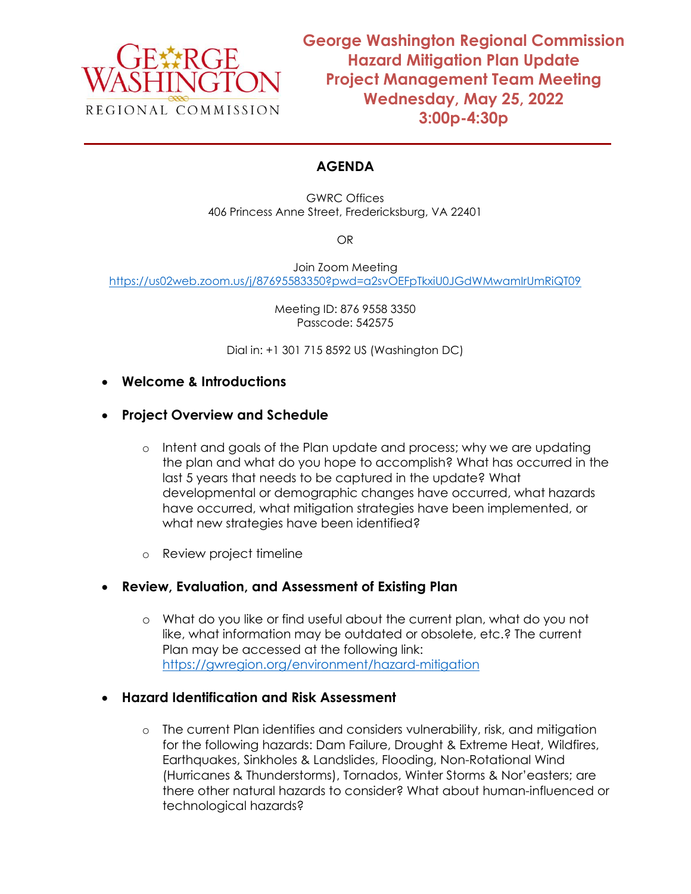# George Washington Regional Commission Hazard Mitigation Plan Update Project Management Team Meeting Wednesday, May 25, 2022 3:00p-4:30p

## AGENDA

GWRC Offices
406 Princess Anne Street, Fredericksburg, VA 22401

OR

Join Zoom Meeting
https://us02web.zoom.us/j/87695583350?pwd=a2svOEFpTkxiU0JGdWMwamlrUmRiQT09

Meeting ID: 876 9558 3350
Passcode: 542575

Dial in: +1 301 715 8592 US (Washington DC)

- **Welcome & Introductions**
- **Project Overview and Schedule**
    - Intent and goals of the Plan update and process; why we are updating the plan and what do you hope to accomplish? What has occurred in the last 5 years that needs to be captured in the update? What developmental or demographic changes have occurred, what hazards have occurred, what mitigation strategies have been implemented, or what new strategies have been identified?
    - Review project timeline
- **Review, Evaluation, and Assessment of Existing Plan**
    - What do you like or find useful about the current plan, what do you not like, what information may be outdated or obsolete, etc.? The current Plan may be accessed at the following link: https://gwregion.org/environment/hazard-mitigation
- **Hazard Identification and Risk Assessment**
    - The current Plan identifies and considers vulnerability, risk, and mitigation for the following hazards: Dam Failure, Drought & Extreme Heat, Wildfires, Earthquakes, Sinkholes & Landslides, Flooding, Non-Rotational Wind (Hurricanes & Thunderstorms), Tornados, Winter Storms & Nor'easters; are there other natural hazards to consider? What about human-influenced or technological hazards?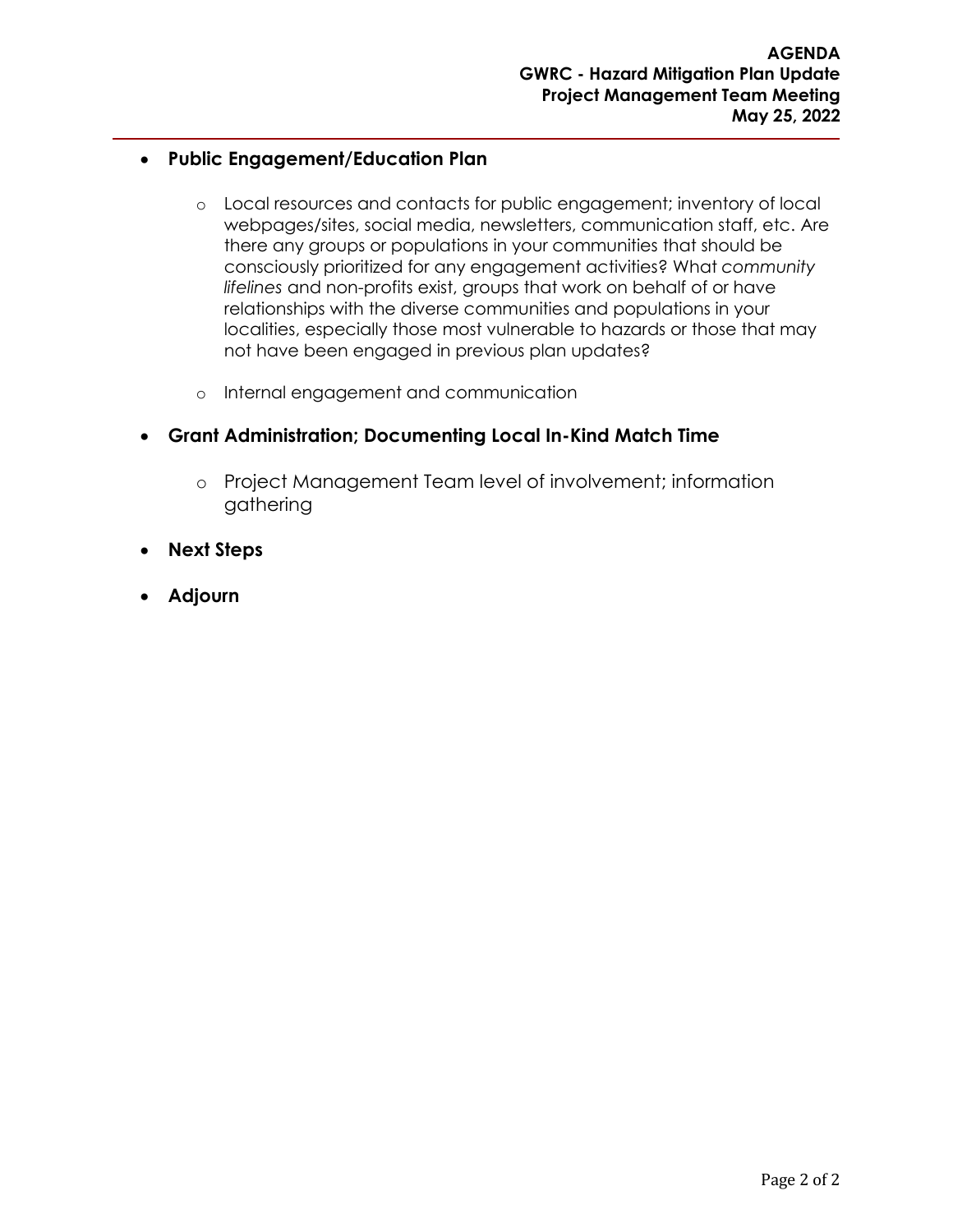- **Public Engagement/Education Plan**

    - Local resources and contacts for public engagement; inventory of local webpages/sites, social media, newsletters, communication staff, etc. Are there any groups or populations in your communities that should be consciously prioritized for any engagement activities? What *community lifelines* and non-profits exist, groups that work on behalf of or have relationships with the diverse communities and populations in your localities, especially those most vulnerable to hazards or those that may not have been engaged in previous plan updates?

    - Internal engagement and communication

- **Grant Administration; Documenting Local In-Kind Match Time**

    - Project Management Team level of involvement; information gathering

- **Next Steps**

- **Adjourn**